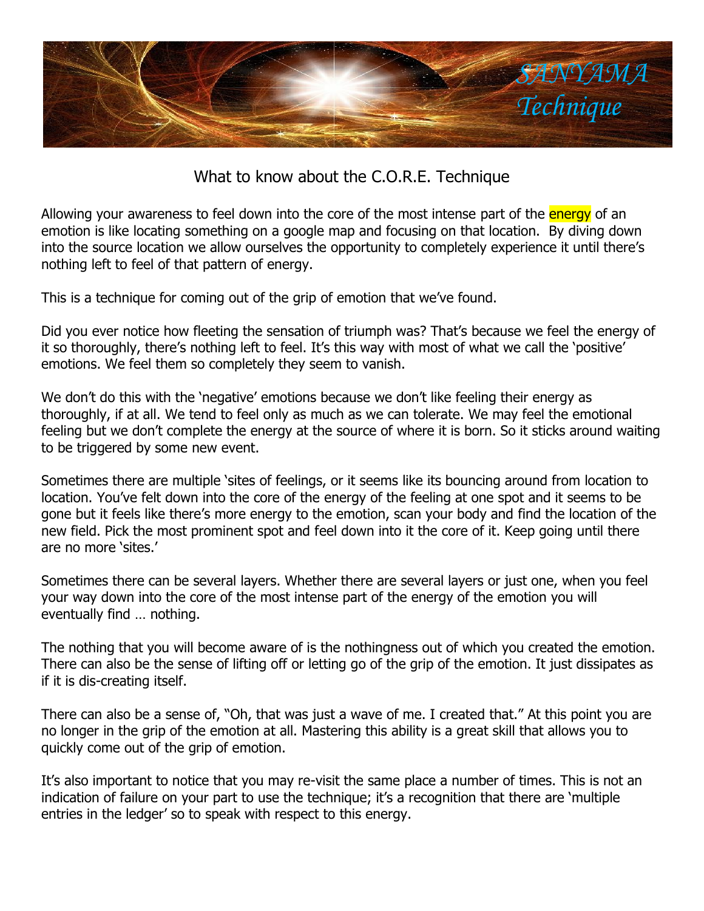# SANYAMA Technique

## What to know about the C.O.R.E. Technique

Allowing your awareness to feel down into the core of the most intense part of the energy of an emotion is like locating something on a google map and focusing on that location. By diving down into the source location we allow ourselves the opportunity to completely experience it until there's nothing left to feel of that pattern of energy.

This is a technique for coming out of the grip of emotion that we've found.

Did you ever notice how fleeting the sensation of triumph was? That's because we feel the energy of it so thoroughly, there's nothing left to feel. It's this way with most of what we call the 'positive' emotions. We feel them so completely they seem to vanish.

We don't do this with the 'negative' emotions because we don't like feeling their energy as thoroughly, if at all. We tend to feel only as much as we can tolerate. We may feel the emotional feeling but we don't complete the energy at the source of where it is born. So it sticks around waiting to be triggered by some new event.

Sometimes there are multiple 'sites of feelings, or it seems like its bouncing around from location to location. You've felt down into the core of the energy of the feeling at one spot and it seems to be gone but it feels like there's more energy to the emotion, scan your body and find the location of the new field. Pick the most prominent spot and feel down into it the core of it. Keep going until there are no more 'sites.'

Sometimes there can be several layers. Whether there are several layers or just one, when you feel your way down into the core of the most intense part of the energy of the emotion you will eventually find … nothing.

The nothing that you will become aware of is the nothingness out of which you created the emotion. There can also be the sense of lifting off or letting go of the grip of the emotion. It just dissipates as if it is dis-creating itself.

There can also be a sense of, "Oh, that was just a wave of me. I created that." At this point you are no longer in the grip of the emotion at all. Mastering this ability is a great skill that allows you to quickly come out of the grip of emotion.

It's also important to notice that you may re-visit the same place a number of times. This is not an indication of failure on your part to use the technique; it's a recognition that there are 'multiple entries in the ledger' so to speak with respect to this energy.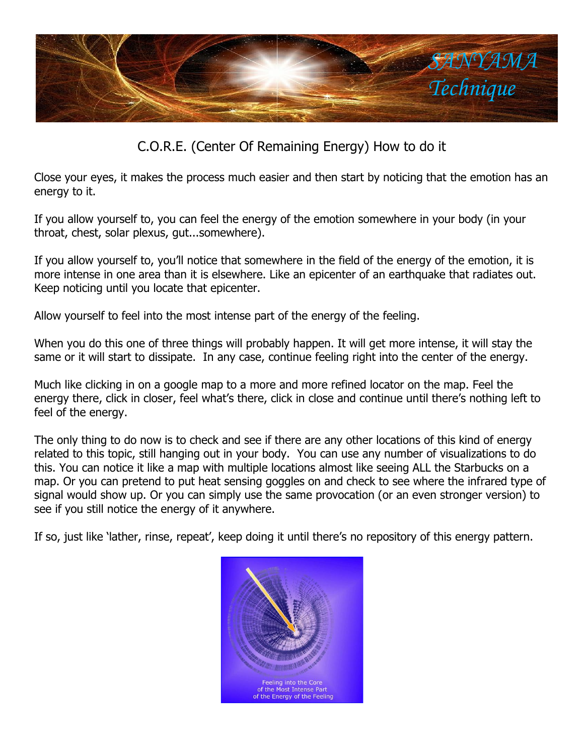SANYAMA Technique

## C.O.R.E. (Center Of Remaining Energy) How to do it

Close your eyes, it makes the process much easier and then start by noticing that the emotion has an energy to it.

If you allow yourself to, you can feel the energy of the emotion somewhere in your body (in your throat, chest, solar plexus, gut...somewhere).

If you allow yourself to, you'll notice that somewhere in the field of the energy of the emotion, it is more intense in one area than it is elsewhere. Like an epicenter of an earthquake that radiates out. Keep noticing until you locate that epicenter.

Allow yourself to feel into the most intense part of the energy of the feeling.

When you do this one of three things will probably happen. It will get more intense, it will stay the same or it will start to dissipate. In any case, continue feeling right into the center of the energy.

Much like clicking in on a google map to a more and more refined locator on the map. Feel the energy there, click in closer, feel what's there, click in close and continue until there's nothing left to feel of the energy.

The only thing to do now is to check and see if there are any other locations of this kind of energy related to this topic, still hanging out in your body. You can use any number of visualizations to do this. You can notice it like a map with multiple locations almost like seeing ALL the Starbucks on a map. Or you can pretend to put heat sensing goggles on and check to see where the infrared type of signal would show up. Or you can simply use the same provocation (or an even stronger version) to see if you still notice the energy of it anywhere.

If so, just like 'lather, rinse, repeat', keep doing it until there's no repository of this energy pattern.

Feeling into the Core
of the Most Intense Part
of the Energy of the Feeling